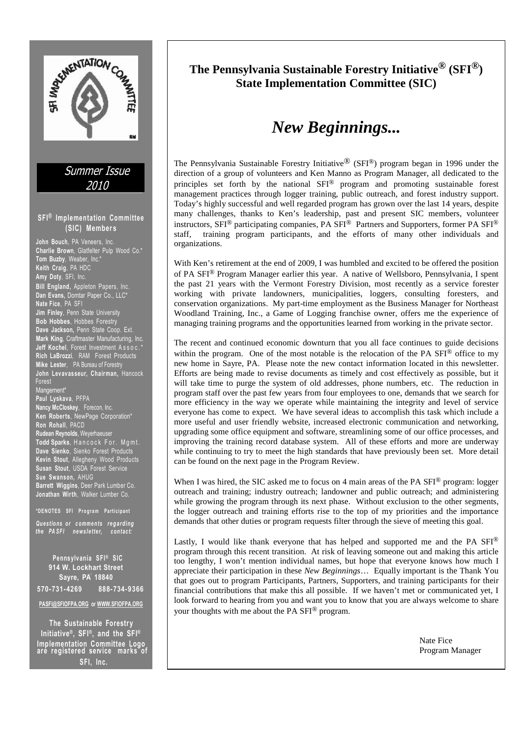Summer Issue 2010

**SFI® Implementation Committee (SIC) Members**

**John Bouch**, PA Veneers, Inc.
**Charlie Brown**, Glatfelter Pulp Wood Co.*
**Tom Buzby**, Weaber, Inc.*
**Keith Craig**, PA HDC
**Amy Doty**, SFI, Inc.
**Bill England,** Appleton Papers, Inc.
**Dan Evans,** Domtar Paper Co., LLC*
**Nate Fice**, PA SFI
**Jim Finley**, Penn State University
**Bob Hobbes**, Hobbes Forestry
**Dave Jackson,** Penn State Coop. Ext.
**Mark King**, Craftmaster Manufacturing, Inc.
**Jeff Kochel**, Forest Investment Assoc.*
**Rich LaBrozzi**, RAM Forest Products
**Mike Lester**, PA Bureau of Forestry
**John Levavasseur, Chairman,** Hancock Forest Mangement*
**Paul Lyskava**, PFPA
**Nancy McCloskey**, Forecon, Inc.
**Ken Roberts**, NewPage Corporation*
**Ron Rohall**, PACD
**Rudean Reynolds**, Weyerhaeuser
**Todd Sparks**, Hancock For. Mgmt.
**Dave Sienko**, Sienko Forest Products
**Kevin Stout**, Allegheny Wood Products
**Susan Stout**, USDA Forest Service
**Sue Swanson,** AHUG
**Barrett Wiggins**, Deer Park Lumber Co.
**Jonathan Wirth**, Walker Lumber Co.

*DENOTES SFI Program Participant

*Questions or comments regarding the PA SFI newsletter, contact:*

**Pennsylvania SFI® SIC**
**914 W. Lockhart Street**
**Sayre, PA 18840**
**570-731-4269 888-734-9366**

**PASFI@SFIOFPA.ORG or WWW.SFIOFPA.ORG**

**The Sustainable Forestry Initiative®, SFI®, and the SFI® Implementation Committee Logo are registered service marks of SFI, Inc.**

## The Pennsylvania Sustainable Forestry Initiative® (SFI®) State Implementation Committee (SIC)

# *New Beginnings...*

The Pennsylvania Sustainable Forestry Initiative® (SFI®) program began in 1996 under the direction of a group of volunteers and Ken Manno as Program Manager, all dedicated to the principles set forth by the national SFI® program and promoting sustainable forest management practices through logger training, public outreach, and forest industry support. Today's highly successful and well regarded program has grown over the last 14 years, despite many challenges, thanks to Ken's leadership, past and present SIC members, volunteer instructors, SFI® participating companies, PA SFI® Partners and Supporters, former PA SFI® staff, training program participants, and the efforts of many other individuals and organizations.

With Ken's retirement at the end of 2009, I was humbled and excited to be offered the position of PA SFI® Program Manager earlier this year. A native of Wellsboro, Pennsylvania, I spent the past 21 years with the Vermont Forestry Division, most recently as a service forester working with private landowners, municipalities, loggers, consulting foresters, and conservation organizations. My part-time employment as the Business Manager for Northeast Woodland Training, Inc., a Game of Logging franchise owner, offers me the experience of managing training programs and the opportunities learned from working in the private sector.

The recent and continued economic downturn that you all face continues to guide decisions within the program. One of the most notable is the relocation of the PA SFI® office to my new home in Sayre, PA. Please note the new contact information located in this newsletter. Efforts are being made to revise documents as timely and cost effectively as possible, but it will take time to purge the system of old addresses, phone numbers, etc. The reduction in program staff over the past few years from four employees to one, demands that we search for more efficiency in the way we operate while maintaining the integrity and level of service everyone has come to expect. We have several ideas to accomplish this task which include a more useful and user friendly website, increased electronic communication and networking, upgrading some office equipment and software, streamlining some of our office processes, and improving the training record database system. All of these efforts and more are underway while continuing to try to meet the high standards that have previously been set. More detail can be found on the next page in the Program Review.

When I was hired, the SIC asked me to focus on 4 main areas of the PA SFI® program: logger outreach and training; industry outreach; landowner and public outreach; and administering while growing the program through its next phase. Without exclusion to the other segments, the logger outreach and training efforts rise to the top of my priorities and the importance demands that other duties or program requests filter through the sieve of meeting this goal.

Lastly, I would like thank everyone that has helped and supported me and the PA SFI® program through this recent transition. At risk of leaving someone out and making this article too lengthy, I won't mention individual names, but hope that everyone knows how much I appreciate their participation in these *New Beginnings*… Equally important is the Thank You that goes out to program Participants, Partners, Supporters, and training participants for their financial contributions that make this all possible. If we haven't met or communicated yet, I look forward to hearing from you and want you to know that you are always welcome to share your thoughts with me about the PA SFI® program.

Nate Fice
Program Manager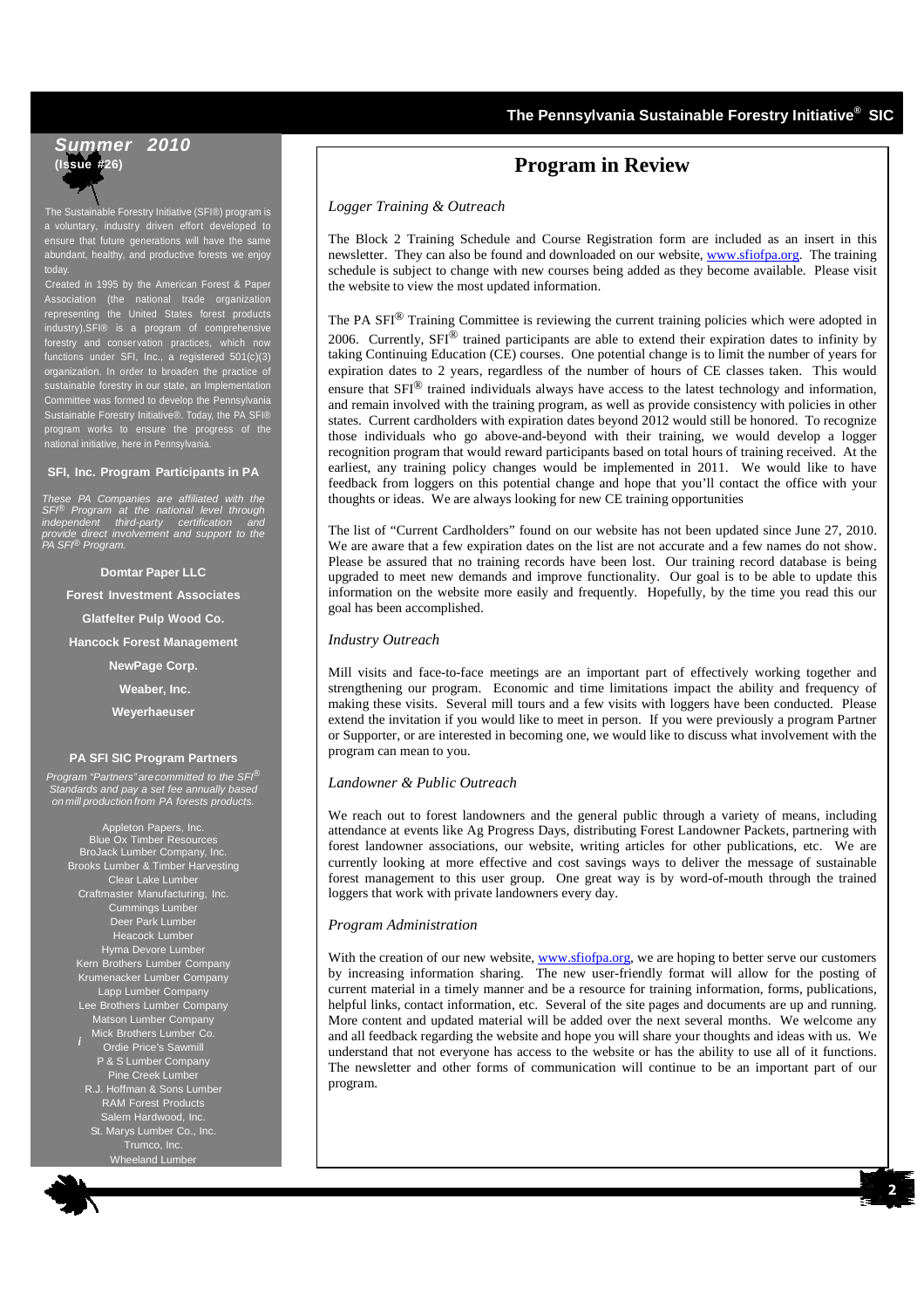# Program in Review

*Logger Training & Outreach*

The Block 2 Training Schedule and Course Registration form are included as an insert in this newsletter. They can also be found and downloaded on our website, www.sfiofpa.org. The training schedule is subject to change with new courses being added as they become available. Please visit the website to view the most updated information.

The PA SFI® Training Committee is reviewing the current training policies which were adopted in 2006. Currently, SFI® trained participants are able to extend their expiration dates to infinity by taking Continuing Education (CE) courses. One potential change is to limit the number of years for expiration dates to 2 years, regardless of the number of hours of CE classes taken. This would ensure that SFI® trained individuals always have access to the latest technology and information, and remain involved with the training program, as well as provide consistency with policies in other states. Current cardholders with expiration dates beyond 2012 would still be honored. To recognize those individuals who go above-and-beyond with their training, we would develop a logger recognition program that would reward participants based on total hours of training received. At the earliest, any training policy changes would be implemented in 2011. We would like to have feedback from loggers on this potential change and hope that you'll contact the office with your thoughts or ideas. We are always looking for new CE training opportunities

The list of "Current Cardholders" found on our website has not been updated since June 27, 2010. We are aware that a few expiration dates on the list are not accurate and a few names do not show. Please be assured that no training records have been lost. Our training record database is being upgraded to meet new demands and improve functionality. Our goal is to be able to update this information on the website more easily and frequently. Hopefully, by the time you read this our goal has been accomplished.

*Industry Outreach*

Mill visits and face-to-face meetings are an important part of effectively working together and strengthening our program. Economic and time limitations impact the ability and frequency of making these visits. Several mill tours and a few visits with loggers have been conducted. Please extend the invitation if you would like to meet in person. If you were previously a program Partner or Supporter, or are interested in becoming one, we would like to discuss what involvement with the program can mean to you.

*Landowner & Public Outreach*

We reach out to forest landowners and the general public through a variety of means, including attendance at events like Ag Progress Days, distributing Forest Landowner Packets, partnering with forest landowner associations, our website, writing articles for other publications, etc. We are currently looking at more effective and cost savings ways to deliver the message of sustainable forest management to this user group. One great way is by word-of-mouth through the trained loggers that work with private landowners every day.

*Program Administration*

With the creation of our new website, www.sfiofpa.org, we are hoping to better serve our customers by increasing information sharing. The new user-friendly format will allow for the posting of current material in a timely manner and be a resource for training information, forms, publications, helpful links, contact information, etc. Several of the site pages and documents are up and running. More content and updated material will be added over the next several months. We welcome any and all feedback regarding the website and hope you will share your thoughts and ideas with us. We understand that not everyone has access to the website or has the ability to use all of it functions. The newsletter and other forms of communication will continue to be an important part of our program.

---

***Summer 2010***
**(Issue #26)**

The Sustainable Forestry Initiative (SFI®) program is a voluntary, industry driven effort developed to ensure that future generations will have the same abundant, healthy, and productive forests we enjoy today.

Created in 1995 by the American Forest & Paper Association (the national trade organization representing the United States forest products industry),SFI® is a program of comprehensive forestry and conservation practices, which now functions under SFI, Inc., a registered 501(c)(3) organization. In order to broaden the practice of sustainable forestry in our state, an Implementation Committee was formed to develop the Pennsylvania Sustainable Forestry Initiative®. Today, the PA SFI® program works to ensure the progress of the national initiative, here in Pennsylvania.

### SFI, Inc. Program Participants in PA

*These PA Companies are affiliated with the SFI® Program at the national level through independent third-party certification and provide direct involvement and support to the PA SFI® Program.*

**Domtar Paper LLC**
**Forest Investment Associates**
**Glatfelter Pulp Wood Co.**
**Hancock Forest Management**
**NewPage Corp.**
**Weaber, Inc.**
**Weyerhaeuser**

### PA SFI SIC Program Partners

*Program "Partners" are committed to the SFI® Standards and pay a set fee annually based on mill production from PA forests products.*

Appleton Papers, Inc.
Blue Ox Timber Resources
BroJack Lumber Company, Inc.
Brooks Lumber & Timber Harvesting
Clear Lake Lumber
Craftmaster Manufacturing, Inc.
Cummings Lumber
Deer Park Lumber
Heacock Lumber
Hyma Devore Lumber
Kern Brothers Lumber Company
Krumenacker Lumber Company
Lapp Lumber Company
Lee Brothers Lumber Company
Matson Lumber Company
Mick Brothers Lumber Co.
Ordie Price's Sawmill
P & S Lumber Company
Pine Creek Lumber
R.J. Hoffman & Sons Lumber
RAM Forest Products
Salem Hardwood, Inc.
St. Marys Lumber Co., Inc.
Trumco, Inc.
Wheeland Lumber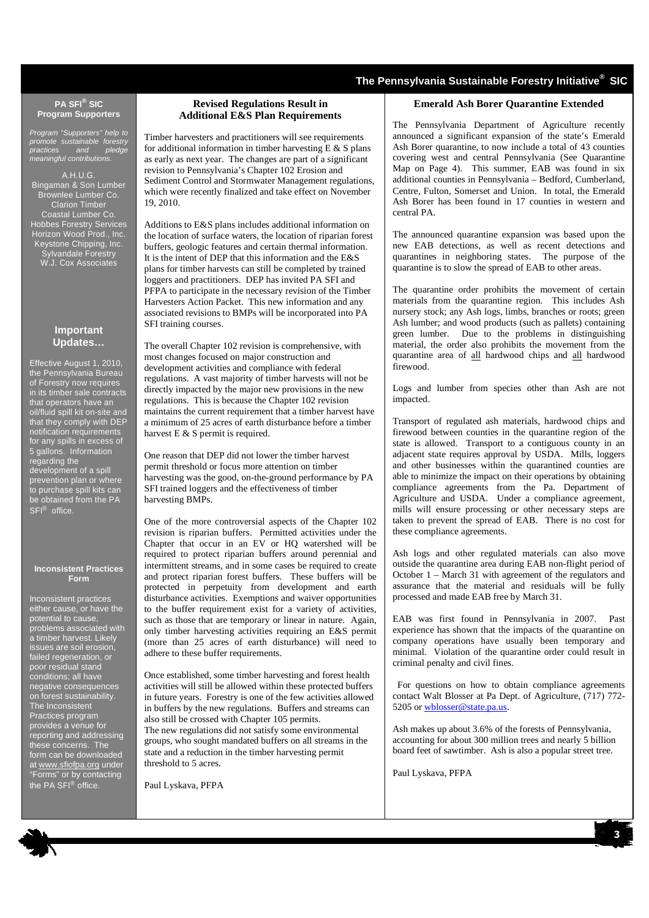## PA SFI® SIC Program Supporters

*Program "Supporters" help to promote sustainable forestry practices and pledge meaningful contributions.*

A.H.U.G.
Bingaman & Son Lumber
Brownlee Lumber Co.
Clarion Timber
Coastal Lumber Co.
Hobbes Forestry Services
Horizon Wood Prod., Inc.
Keystone Chipping, Inc.
Sylvandale Forestry
W.J. Cox Associates

## Important Updates…

Effective August 1, 2010, the Pennsylvania Bureau of Forestry now requires in its timber sale contracts that operators have an oil/fluid spill kit on-site and that they comply with DEP notification requirements for any spills in excess of 5 gallons. Information regarding the development of a spill prevention plan or where to purchase spill kits can be obtained from the PA SFI® office.

## Inconsistent Practices Form

Inconsistent practices either cause, or have the potential to cause, problems associated with a timber harvest. Likely issues are soil erosion, failed regeneration, or poor residual stand conditions; all have negative consequences on forest sustainability. The Inconsistent Practices program provides a venue for reporting and addressing these concerns. The form can be downloaded at www.sfiofpa.org under "Forms" or by contacting the PA SFI® office.

## Revised Regulations Result in Additional E&S Plan Requirements

Timber harvesters and practitioners will see requirements for additional information in timber harvesting E & S plans as early as next year. The changes are part of a significant revision to Pennsylvania's Chapter 102 Erosion and Sediment Control and Stormwater Management regulations, which were recently finalized and take effect on November 19, 2010.

Additions to E&S plans includes additional information on the location of surface waters, the location of riparian forest buffers, geologic features and certain thermal information. It is the intent of DEP that this information and the E&S plans for timber harvests can still be completed by trained loggers and practitioners. DEP has invited PA SFI and PFPA to participate in the necessary revision of the Timber Harvesters Action Packet. This new information and any associated revisions to BMPs will be incorporated into PA SFI training courses.

The overall Chapter 102 revision is comprehensive, with most changes focused on major construction and development activities and compliance with federal regulations. A vast majority of timber harvests will not be directly impacted by the major new provisions in the new regulations. This is because the Chapter 102 revision maintains the current requirement that a timber harvest have a minimum of 25 acres of earth disturbance before a timber harvest E & S permit is required.

One reason that DEP did not lower the timber harvest permit threshold or focus more attention on timber harvesting was the good, on-the-ground performance by PA SFI trained loggers and the effectiveness of timber harvesting BMPs.

One of the more controversial aspects of the Chapter 102 revision is riparian buffers. Permitted activities under the Chapter that occur in an EV or HQ watershed will be required to protect riparian buffers around perennial and intermittent streams, and in some cases be required to create and protect riparian forest buffers. These buffers will be protected in perpetuity from development and earth disturbance activities. Exemptions and waiver opportunities to the buffer requirement exist for a variety of activities, such as those that are temporary or linear in nature. Again, only timber harvesting activities requiring an E&S permit (more than 25 acres of earth disturbance) will need to adhere to these buffer requirements.

Once established, some timber harvesting and forest health activities will still be allowed within these protected buffers in future years. Forestry is one of the few activities allowed in buffers by the new regulations. Buffers and streams can also still be crossed with Chapter 105 permits.
The new regulations did not satisfy some environmental groups, who sought mandated buffers on all streams in the state and a reduction in the timber harvesting permit threshold to 5 acres.

Paul Lyskava, PFPA

## Emerald Ash Borer Quarantine Extended

The Pennsylvania Department of Agriculture recently announced a significant expansion of the state's Emerald Ash Borer quarantine, to now include a total of 43 counties covering west and central Pennsylvania (See Quarantine Map on Page 4). This summer, EAB was found in six additional counties in Pennsylvania – Bedford, Cumberland, Centre, Fulton, Somerset and Union. In total, the Emerald Ash Borer has been found in 17 counties in western and central PA.

The announced quarantine expansion was based upon the new EAB detections, as well as recent detections and quarantines in neighboring states. The purpose of the quarantine is to slow the spread of EAB to other areas.

The quarantine order prohibits the movement of certain materials from the quarantine region. This includes Ash nursery stock; any Ash logs, limbs, branches or roots; green Ash lumber; and wood products (such as pallets) containing green lumber. Due to the problems in distinguishing material, the order also prohibits the movement from the quarantine area of all hardwood chips and all hardwood firewood.

Logs and lumber from species other than Ash are not impacted.

Transport of regulated ash materials, hardwood chips and firewood between counties in the quarantine region of the state is allowed. Transport to a contiguous county in an adjacent state requires approval by USDA. Mills, loggers and other businesses within the quarantined counties are able to minimize the impact on their operations by obtaining compliance agreements from the Pa. Department of Agriculture and USDA. Under a compliance agreement, mills will ensure processing or other necessary steps are taken to prevent the spread of EAB. There is no cost for these compliance agreements.

Ash logs and other regulated materials can also move outside the quarantine area during EAB non-flight period of October 1 – March 31 with agreement of the regulators and assurance that the material and residuals will be fully processed and made EAB free by March 31.

EAB was first found in Pennsylvania in 2007. Past experience has shown that the impacts of the quarantine on company operations have usually been temporary and minimal. Violation of the quarantine order could result in criminal penalty and civil fines.

For questions on how to obtain compliance agreements contact Walt Blosser at Pa Dept. of Agriculture, (717) 772-5205 or wblosser@state.pa.us.

Ash makes up about 3.6% of the forests of Pennsylvania, accounting for about 300 million trees and nearly 5 billion board feet of sawtimber. Ash is also a popular street tree.

Paul Lyskava, PFPA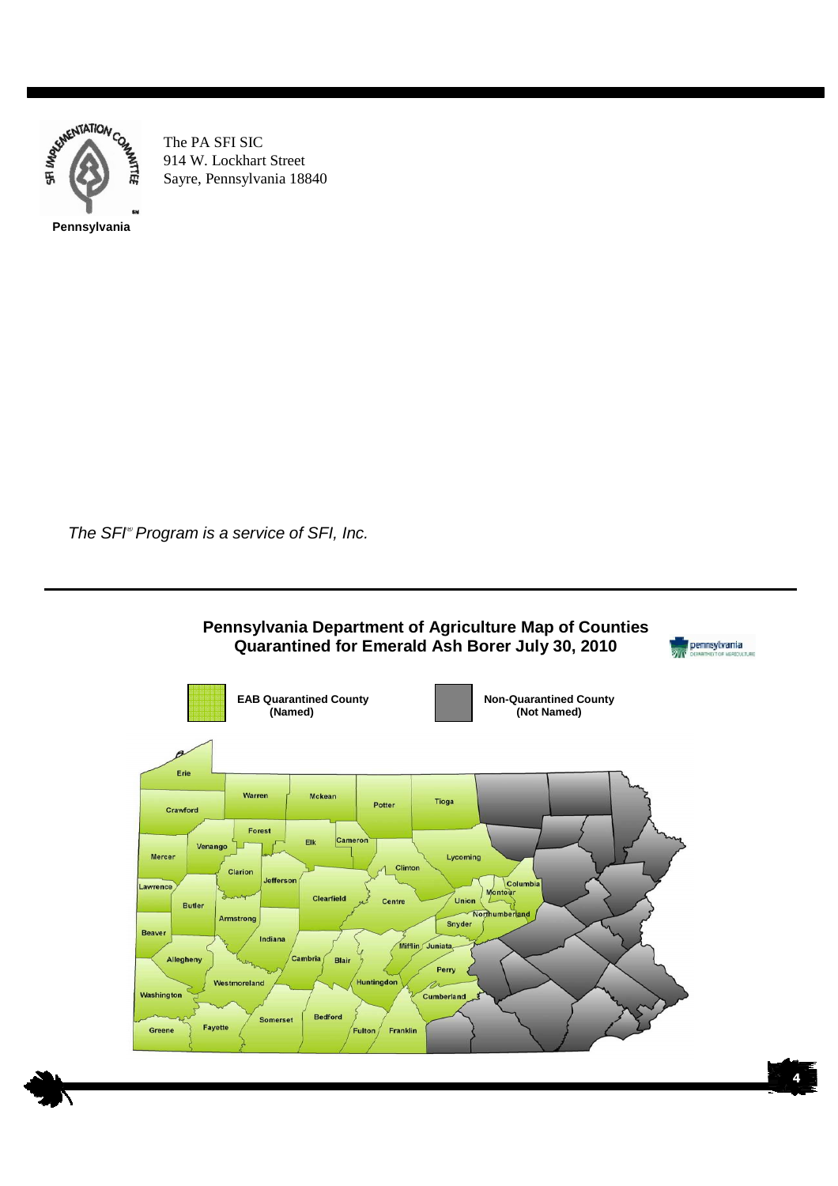Pennsylvania

The PA SFI SIC
914 W. Lockhart Street
Sayre, Pennsylvania 18840

*The SFI® Program is a service of SFI, Inc.*

**Pennsylvania Department of Agriculture Map of Counties Quarantined for Emerald Ash Borer July 30, 2010**

EAB Quarantined County (Named)

Non-Quarantined County (Not Named)

Erie
Warren
Mckean
Potter
Tioga
Crawford
Forest
Elk
Cameron
Venango
Mercer
Lycoming
Clinton
Clarion
Jefferson
Lawrence
Columbia
Montour
Clearfield
Centre
Union
Butler
Northumberland
Armstrong
Snyder
Beaver
Indiana
Mifflin
Juniata
Allegheny
Cambria
Blair
Perry
Westmoreland
Huntingdon
Washington
Cumberland
Somerset
Bedford
Greene
Fayette
Fulton
Franklin